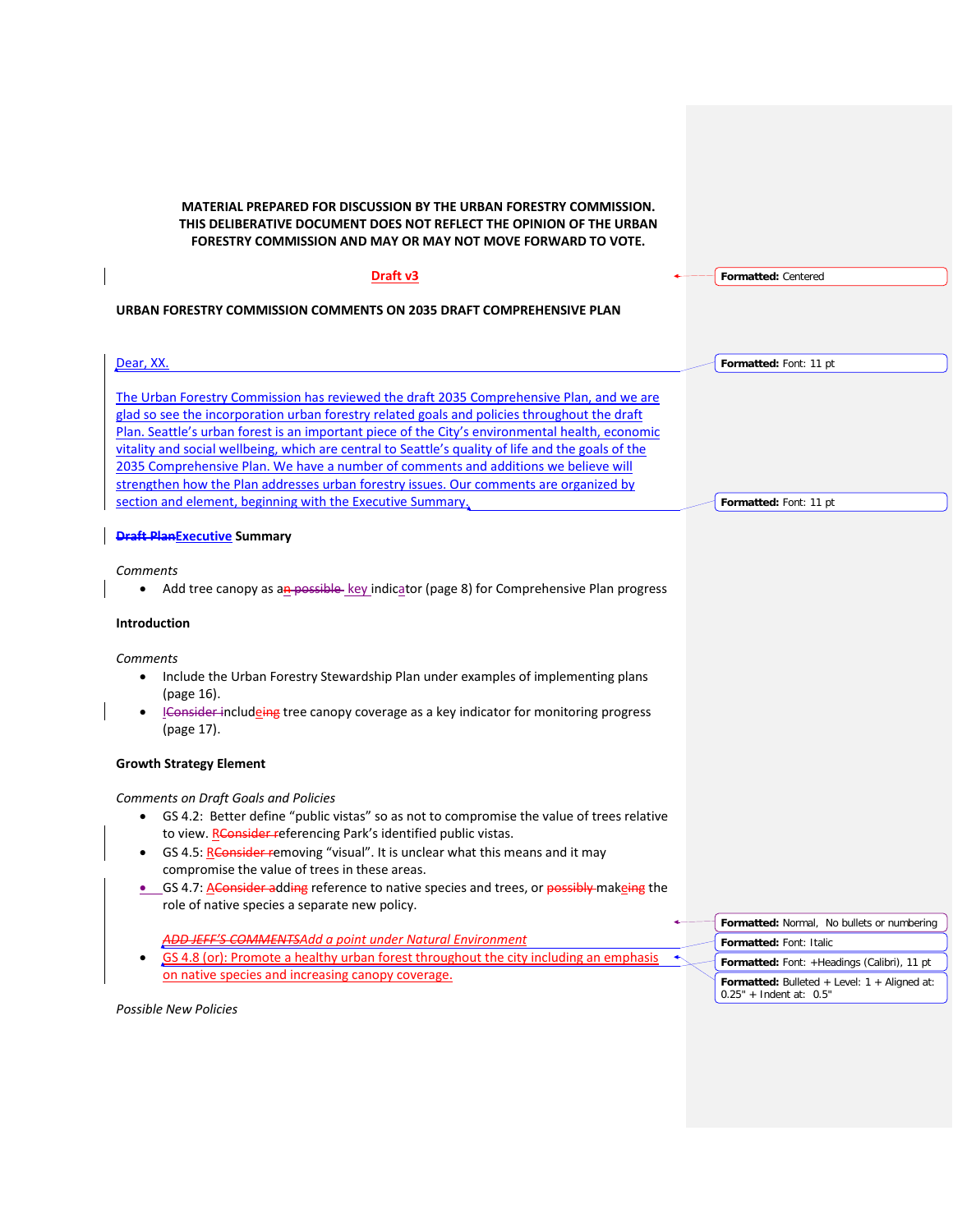**MATERIAL PREPARED FOR DISCUSSION BY THE URBAN FORESTRY COMMISSION. THIS DELIBERATIVE DOCUMENT DOES NOT REFLECT THE OPINION OF THE URBAN FORESTRY COMMISSION AND MAY OR MAY NOT MOVE FORWARD TO VOTE.**

**Draft v3**

**URBAN FORESTRY COMMISSION COMMENTS ON 2035 DRAFT COMPREHENSIVE PLAN**

Dear, XX.

The Urban Forestry Commission has reviewed the draft 2035 Comprehensive Plan, and we are glad so see the incorporation urban forestry related goals and policies throughout the draft Plan. Seattle's urban forest is an important piece of the City's environmental health, economic vitality and social wellbeing, which are central to Seattle's quality of life and the goals of the 2035 Comprehensive Plan. We have a number of comments and additions we believe will strengthen how the Plan addresses urban forestry issues. Our comments are organized by section and element, beginning with the Executive Summary.

**Executive Summary**

*Comments*

- Add tree canopy as a key indicator (page 8) for Comprehensive Plan progress

**Introduction**

*Comments*

- Include the Urban Forestry Stewardship Plan under examples of implementing plans (page 16).
- Include tree canopy coverage as a key indicator for monitoring progress (page 17).

**Growth Strategy Element**

*Comments on Draft Goals and Policies*

- GS 4.2: Better define "public vistas" so as not to compromise the value of trees relative to view. Referencing Park's identified public vistas.
- GS 4.5: Removing "visual". It is unclear what this means and it may compromise the value of trees in these areas.
- GS 4.7: Adding reference to native species and trees, or making the role of native species a separate new policy.

*Add a point under Natural Environment*

- GS 4.8 (or): Promote a healthy urban forest throughout the city including an emphasis on native species and increasing canopy coverage.

*Possible New Policies*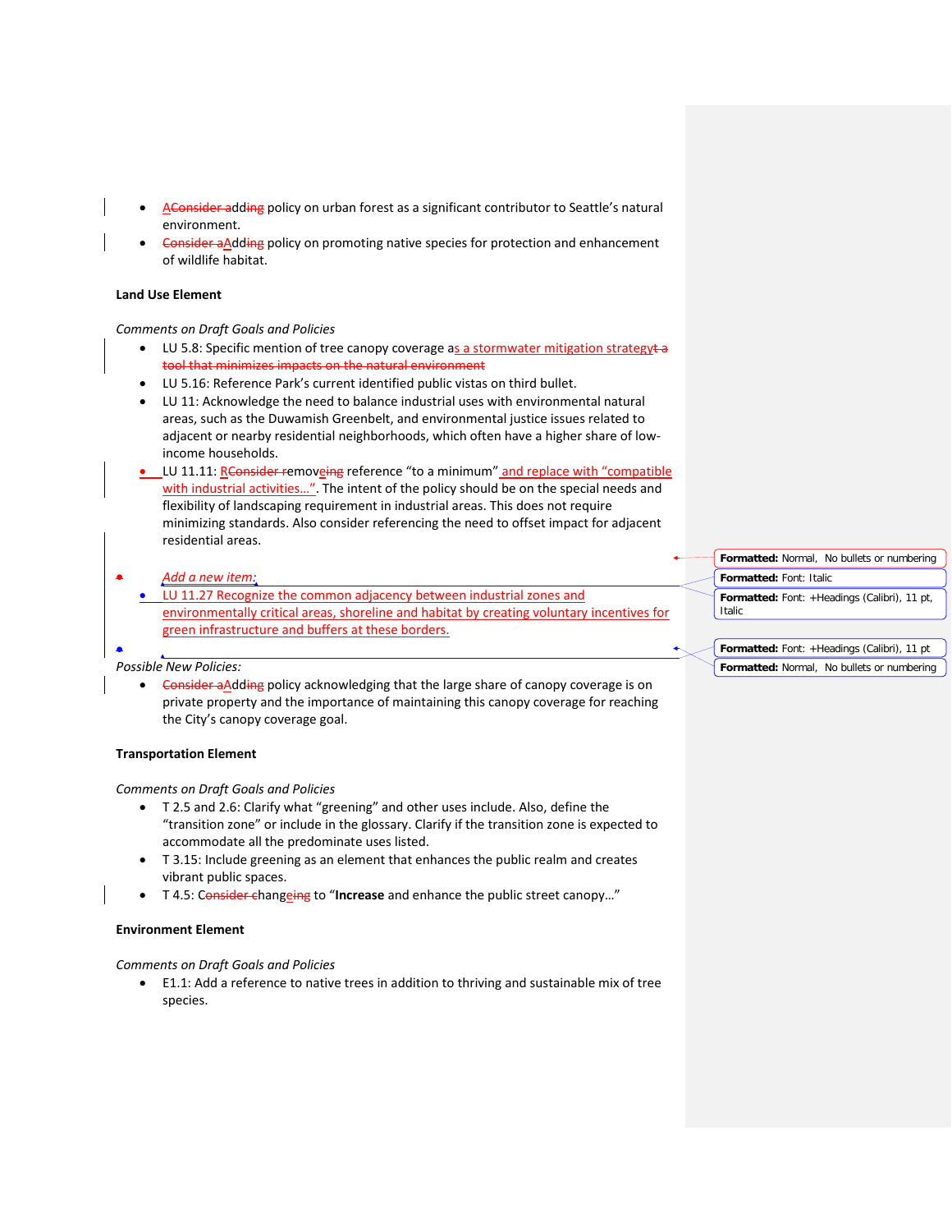- Add policy on urban forest as a significant contributor to Seattle's natural environment.
- Add policy on promoting native species for protection and enhancement of wildlife habitat.

**Land Use Element**

*Comments on Draft Goals and Policies*

- LU 5.8: Specific mention of tree canopy coverage as a stormwater mitigation strategy
- LU 5.16: Reference Park's current identified public vistas on third bullet.
- LU 11: Acknowledge the need to balance industrial uses with environmental natural areas, such as the Duwamish Greenbelt, and environmental justice issues related to adjacent or nearby residential neighborhoods, which often have a higher share of low-income households.
- LU 11.11: Remove reference "to a minimum" and replace with "compatible with industrial activities…". The intent of the policy should be on the special needs and flexibility of landscaping requirement in industrial areas. This does not require minimizing standards. Also consider referencing the need to offset impact for adjacent residential areas.

*Add a new item:*

- LU 11.27 Recognize the common adjacency between industrial zones and environmentally critical areas, shoreline and habitat by creating voluntary incentives for green infrastructure and buffers at these borders.

*Possible New Policies:*

- Add policy acknowledging that the large share of canopy coverage is on private property and the importance of maintaining this canopy coverage for reaching the City's canopy coverage goal.

**Transportation Element**

*Comments on Draft Goals and Policies*

- T 2.5 and 2.6: Clarify what "greening" and other uses include. Also, define the "transition zone" or include in the glossary. Clarify if the transition zone is expected to accommodate all the predominate uses listed.
- T 3.15: Include greening as an element that enhances the public realm and creates vibrant public spaces.
- T 4.5: Change to "**Increase** and enhance the public street canopy…"

**Environment Element**

*Comments on Draft Goals and Policies*

- E1.1: Add a reference to native trees in addition to thriving and sustainable mix of tree species.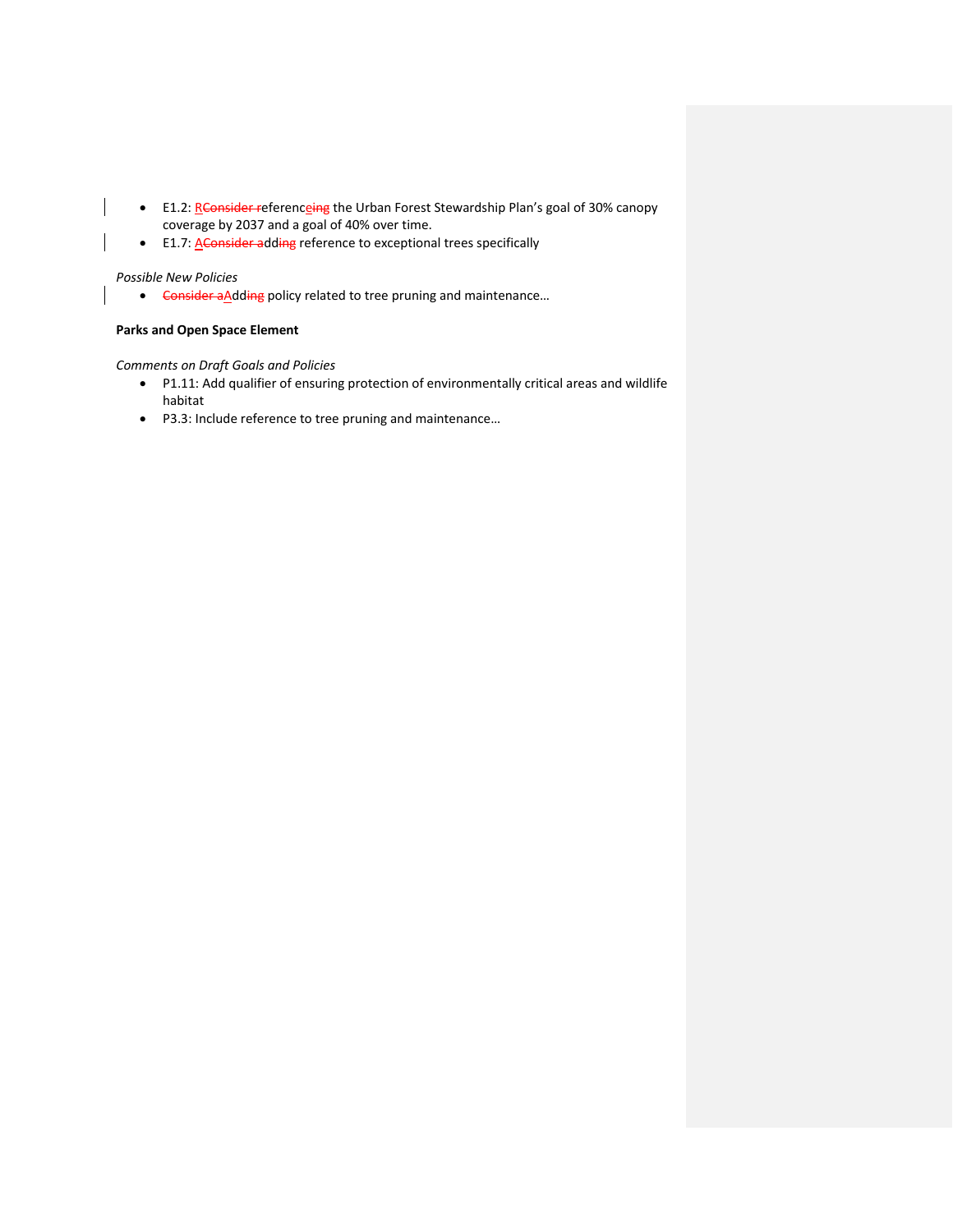- E1.2: R~~Consider r~~eference~~ing~~ the Urban Forest Stewardship Plan's goal of 30% canopy coverage by 2037 and a goal of 40% over time.
- E1.7: A~~Consider a~~dd~~ing~~ reference to exceptional trees specifically

*Possible New Policies*

- ~~Consider a~~Add~~ing~~ policy related to tree pruning and maintenance…

**Parks and Open Space Element**

*Comments on Draft Goals and Policies*

- P1.11: Add qualifier of ensuring protection of environmentally critical areas and wildlife habitat
- P3.3: Include reference to tree pruning and maintenance…